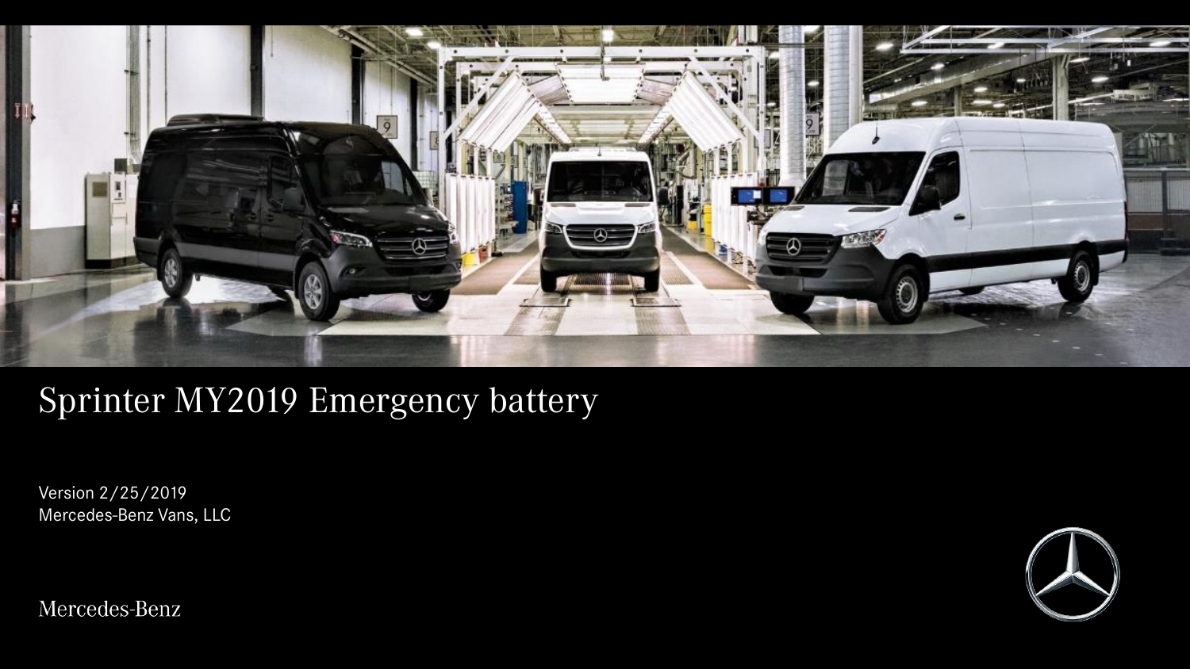# Sprinter MY2019 Emergency battery

Version 2/25/2019
Mercedes-Benz Vans, LLC

Mercedes-Benz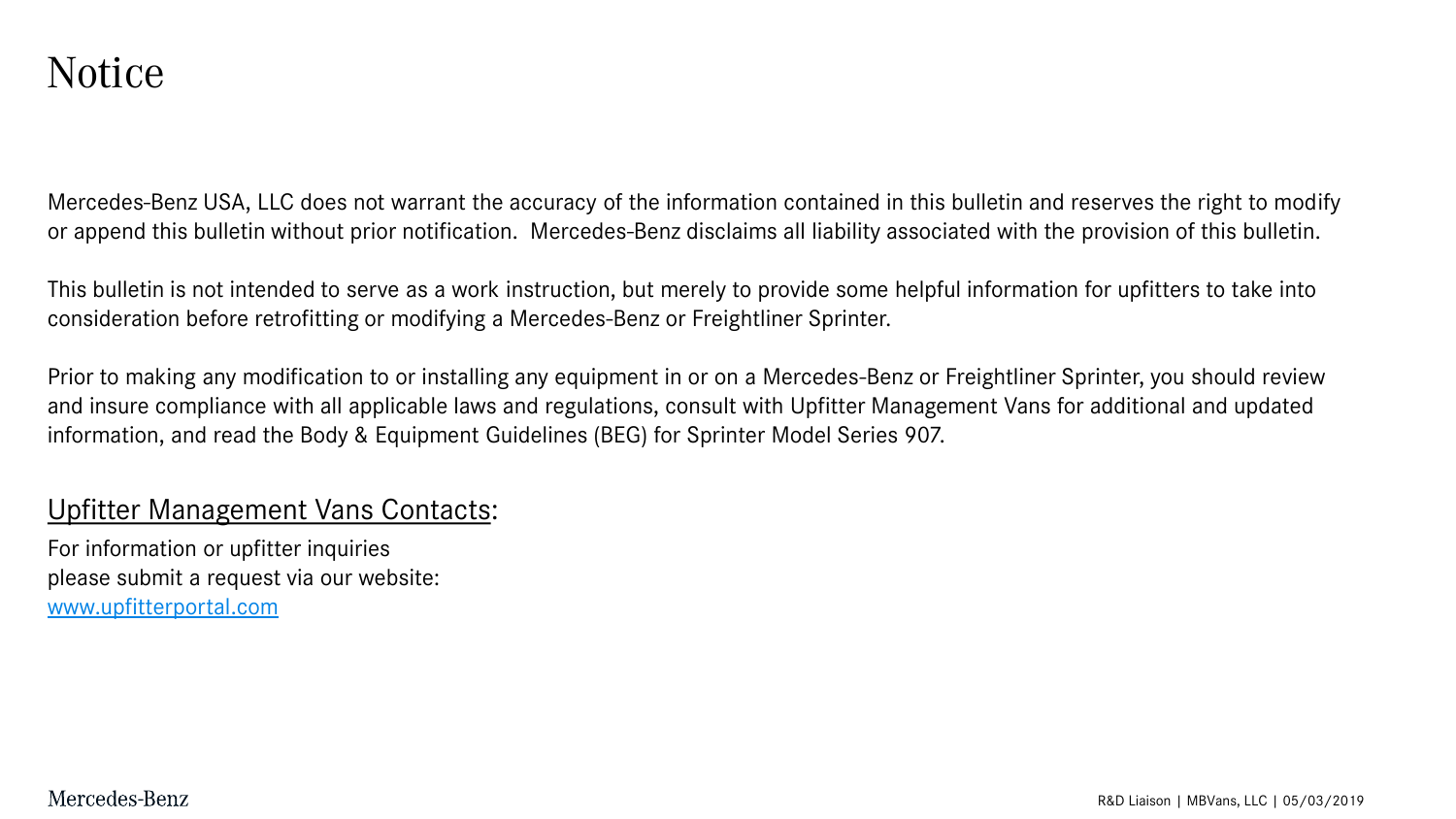# Notice

Mercedes-Benz USA, LLC does not warrant the accuracy of the information contained in this bulletin and reserves the right to modify or append this bulletin without prior notification. Mercedes-Benz disclaims all liability associated with the provision of this bulletin.

This bulletin is not intended to serve as a work instruction, but merely to provide some helpful information for upfitters to take into consideration before retrofitting or modifying a Mercedes-Benz or Freightliner Sprinter.

Prior to making any modification to or installing any equipment in or on a Mercedes-Benz or Freightliner Sprinter, you should review and insure compliance with all applicable laws and regulations, consult with Upfitter Management Vans for additional and updated information, and read the Body & Equipment Guidelines (BEG) for Sprinter Model Series 907.

## Upfitter Management Vans Contacts:

For information or upfitter inquiries
please submit a request via our website:
[www.upfitterportal.com](http://www.upfitterportal.com)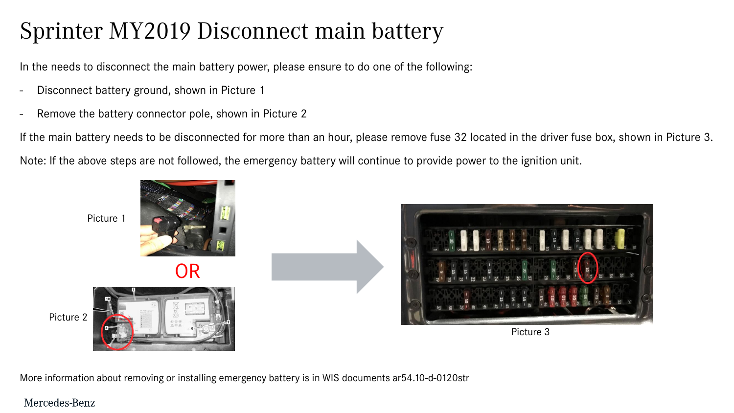# Sprinter MY2019 Disconnect main battery

In the needs to disconnect the main battery power, please ensure to do one of the following:

- Disconnect battery ground, shown in Picture 1
- Remove the battery connector pole, shown in Picture 2

If the main battery needs to be disconnected for more than an hour, please remove fuse 32 located in the driver fuse box, shown in Picture 3.

Note: If the above steps are not followed, the emergency battery will continue to provide power to the ignition unit.

Picture 1

OR

Picture 2

Picture 3

More information about removing or installing emergency battery is in WIS documents ar54.10-d-0120str